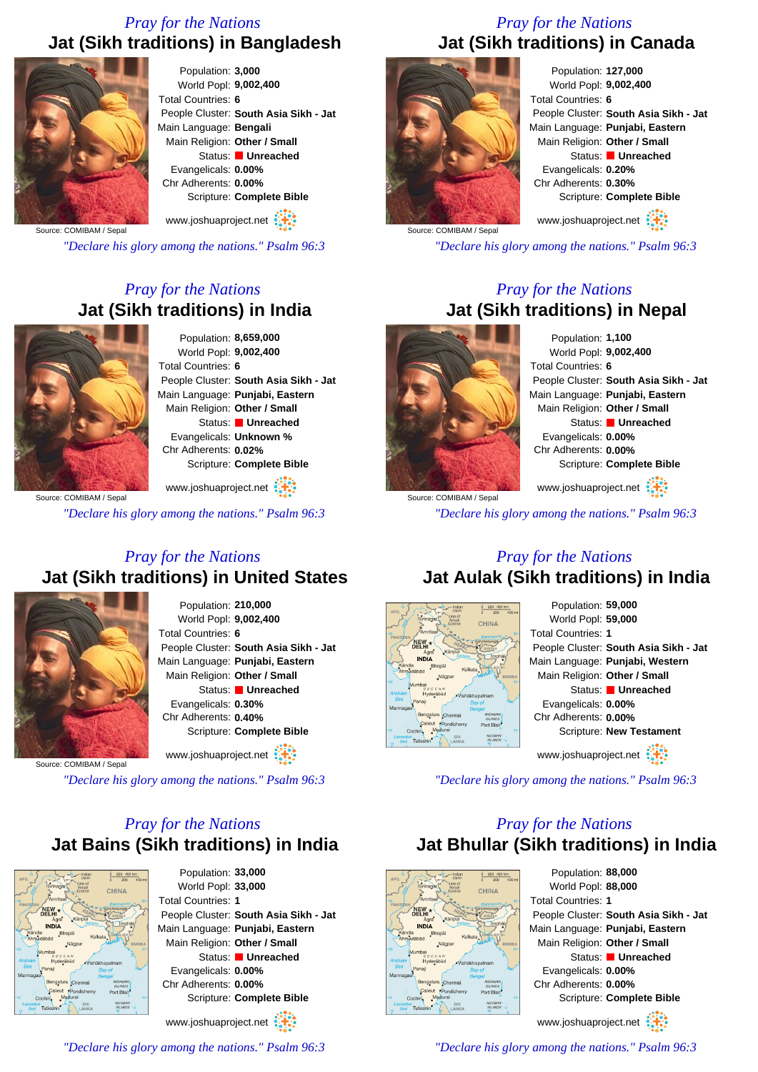*Pray for the Nations*

## Jat (Sikh traditions) in Bangladesh

Source: COMIBAM / Sepal

Population: **3,000**
World Popl: **9,002,400**
Total Countries: **6**
People Cluster: **South Asia Sikh - Jat**
Main Language: **Bengali**
Main Religion: **Other / Small**
Status: **Unreached**
Evangelicals: **0.00%**
Chr Adherents: **0.00%**
Scripture: **Complete Bible**

www.joshuaproject.net

*"Declare his glory among the nations." Psalm 96:3*

*Pray for the Nations*

## Jat (Sikh traditions) in Canada

Source: COMIBAM / Sepal

Population: **127,000**
World Popl: **9,002,400**
Total Countries: **6**
People Cluster: **South Asia Sikh - Jat**
Main Language: **Punjabi, Eastern**
Main Religion: **Other / Small**
Status: **Unreached**
Evangelicals: **0.20%**
Chr Adherents: **0.30%**
Scripture: **Complete Bible**

www.joshuaproject.net

*"Declare his glory among the nations." Psalm 96:3*

*Pray for the Nations*

## Jat (Sikh traditions) in India

Source: COMIBAM / Sepal

Population: **8,659,000**
World Popl: **9,002,400**
Total Countries: **6**
People Cluster: **South Asia Sikh - Jat**
Main Language: **Punjabi, Eastern**
Main Religion: **Other / Small**
Status: **Unreached**
Evangelicals: **Unknown %**
Chr Adherents: **0.02%**
Scripture: **Complete Bible**

www.joshuaproject.net

*"Declare his glory among the nations." Psalm 96:3*

*Pray for the Nations*

## Jat (Sikh traditions) in Nepal

Source: COMIBAM / Sepal

Population: **1,100**
World Popl: **9,002,400**
Total Countries: **6**
People Cluster: **South Asia Sikh - Jat**
Main Language: **Punjabi, Eastern**
Main Religion: **Other / Small**
Status: **Unreached**
Evangelicals: **0.00%**
Chr Adherents: **0.00%**
Scripture: **Complete Bible**

www.joshuaproject.net

*"Declare his glory among the nations." Psalm 96:3*

*Pray for the Nations*

## Jat (Sikh traditions) in United States

Source: COMIBAM / Sepal

Population: **210,000**
World Popl: **9,002,400**
Total Countries: **6**
People Cluster: **South Asia Sikh - Jat**
Main Language: **Punjabi, Eastern**
Main Religion: **Other / Small**
Status: **Unreached**
Evangelicals: **0.30%**
Chr Adherents: **0.40%**
Scripture: **Complete Bible**

www.joshuaproject.net

*"Declare his glory among the nations." Psalm 96:3*

*Pray for the Nations*

## Jat Aulak (Sikh traditions) in India

Population: **59,000**
World Popl: **59,000**
Total Countries: **1**
People Cluster: **South Asia Sikh - Jat**
Main Language: **Punjabi, Western**
Main Religion: **Other / Small**
Status: **Unreached**
Evangelicals: **0.00%**
Chr Adherents: **0.00%**
Scripture: **New Testament**

www.joshuaproject.net

*"Declare his glory among the nations." Psalm 96:3*

*Pray for the Nations*

## Jat Bains (Sikh traditions) in India

Population: **33,000**
World Popl: **33,000**
Total Countries: **1**
People Cluster: **South Asia Sikh - Jat**
Main Language: **Punjabi, Eastern**
Main Religion: **Other / Small**
Status: **Unreached**
Evangelicals: **0.00%**
Chr Adherents: **0.00%**
Scripture: **Complete Bible**

www.joshuaproject.net

*"Declare his glory among the nations." Psalm 96:3*

*Pray for the Nations*

## Jat Bhullar (Sikh traditions) in India

Population: **88,000**
World Popl: **88,000**
Total Countries: **1**
People Cluster: **South Asia Sikh - Jat**
Main Language: **Punjabi, Eastern**
Main Religion: **Other / Small**
Status: **Unreached**
Evangelicals: **0.00%**
Chr Adherents: **0.00%**
Scripture: **Complete Bible**

www.joshuaproject.net

*"Declare his glory among the nations." Psalm 96:3*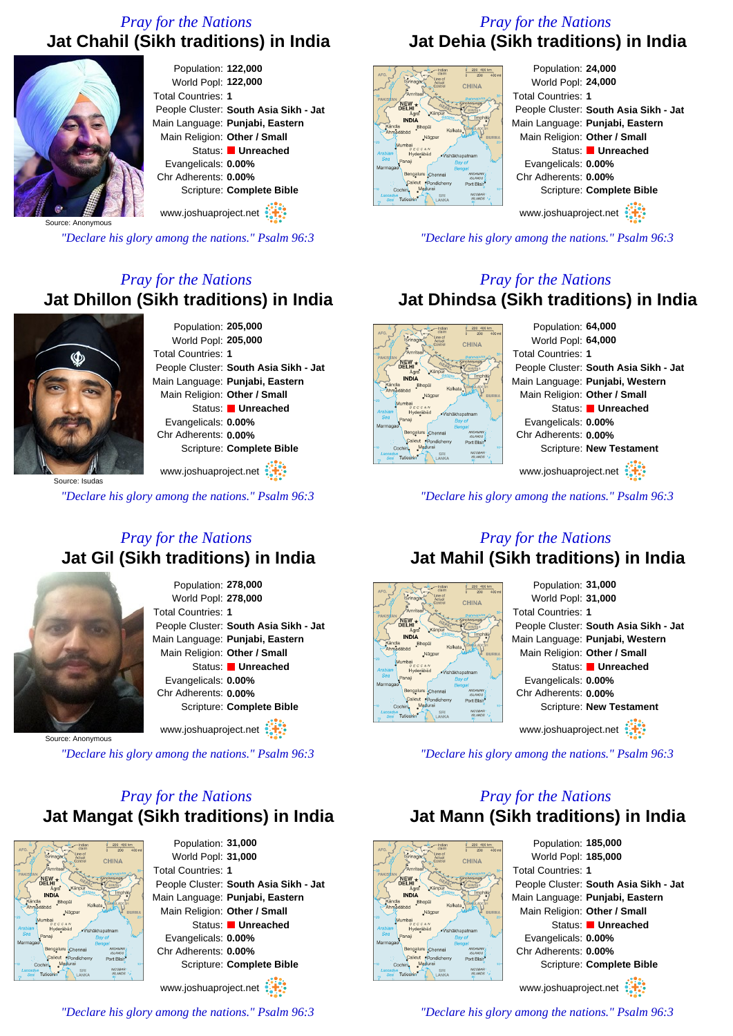## Pray for the Nations

# Jat Chahil (Sikh traditions) in India

Source: Anonymous

Population: **122,000**
World Popl: **122,000**
Total Countries: **1**
People Cluster: **South Asia Sikh - Jat**
Main Language: **Punjabi, Eastern**
Main Religion: **Other / Small**
Status: **Unreached**
Evangelicals: **0.00%**
Chr Adherents: **0.00%**
Scripture: **Complete Bible**

www.joshuaproject.net

*"Declare his glory among the nations." Psalm 96:3*

## Pray for the Nations

# Jat Dehia (Sikh traditions) in India

Population: **24,000**
World Popl: **24,000**
Total Countries: **1**
People Cluster: **South Asia Sikh - Jat**
Main Language: **Punjabi, Eastern**
Main Religion: **Other / Small**
Status: **Unreached**
Evangelicals: **0.00%**
Chr Adherents: **0.00%**
Scripture: **Complete Bible**

www.joshuaproject.net

*"Declare his glory among the nations." Psalm 96:3*

## Pray for the Nations

# Jat Dhillon (Sikh traditions) in India

Source: Isudas

Population: **205,000**
World Popl: **205,000**
Total Countries: **1**
People Cluster: **South Asia Sikh - Jat**
Main Language: **Punjabi, Eastern**
Main Religion: **Other / Small**
Status: **Unreached**
Evangelicals: **0.00%**
Chr Adherents: **0.00%**
Scripture: **Complete Bible**

www.joshuaproject.net

*"Declare his glory among the nations." Psalm 96:3*

## Pray for the Nations

# Jat Dhindsa (Sikh traditions) in India

Population: **64,000**
World Popl: **64,000**
Total Countries: **1**
People Cluster: **South Asia Sikh - Jat**
Main Language: **Punjabi, Western**
Main Religion: **Other / Small**
Status: **Unreached**
Evangelicals: **0.00%**
Chr Adherents: **0.00%**
Scripture: **New Testament**

www.joshuaproject.net

*"Declare his glory among the nations." Psalm 96:3*

## Pray for the Nations

# Jat Gil (Sikh traditions) in India

Source: Anonymous

Population: **278,000**
World Popl: **278,000**
Total Countries: **1**
People Cluster: **South Asia Sikh - Jat**
Main Language: **Punjabi, Eastern**
Main Religion: **Other / Small**
Status: **Unreached**
Evangelicals: **0.00%**
Chr Adherents: **0.00%**
Scripture: **Complete Bible**

www.joshuaproject.net

*"Declare his glory among the nations." Psalm 96:3*

## Pray for the Nations

# Jat Mahil (Sikh traditions) in India

Population: **31,000**
World Popl: **31,000**
Total Countries: **1**
People Cluster: **South Asia Sikh - Jat**
Main Language: **Punjabi, Western**
Main Religion: **Other / Small**
Status: **Unreached**
Evangelicals: **0.00%**
Chr Adherents: **0.00%**
Scripture: **New Testament**

www.joshuaproject.net

*"Declare his glory among the nations." Psalm 96:3*

## Pray for the Nations

# Jat Mangat (Sikh traditions) in India

Population: **31,000**
World Popl: **31,000**
Total Countries: **1**
People Cluster: **South Asia Sikh - Jat**
Main Language: **Punjabi, Eastern**
Main Religion: **Other / Small**
Status: **Unreached**
Evangelicals: **0.00%**
Chr Adherents: **0.00%**
Scripture: **Complete Bible**

www.joshuaproject.net

*"Declare his glory among the nations." Psalm 96:3*

## Pray for the Nations

# Jat Mann (Sikh traditions) in India

Population: **185,000**
World Popl: **185,000**
Total Countries: **1**
People Cluster: **South Asia Sikh - Jat**
Main Language: **Punjabi, Eastern**
Main Religion: **Other / Small**
Status: **Unreached**
Evangelicals: **0.00%**
Chr Adherents: **0.00%**
Scripture: **Complete Bible**

www.joshuaproject.net

*"Declare his glory among the nations." Psalm 96:3*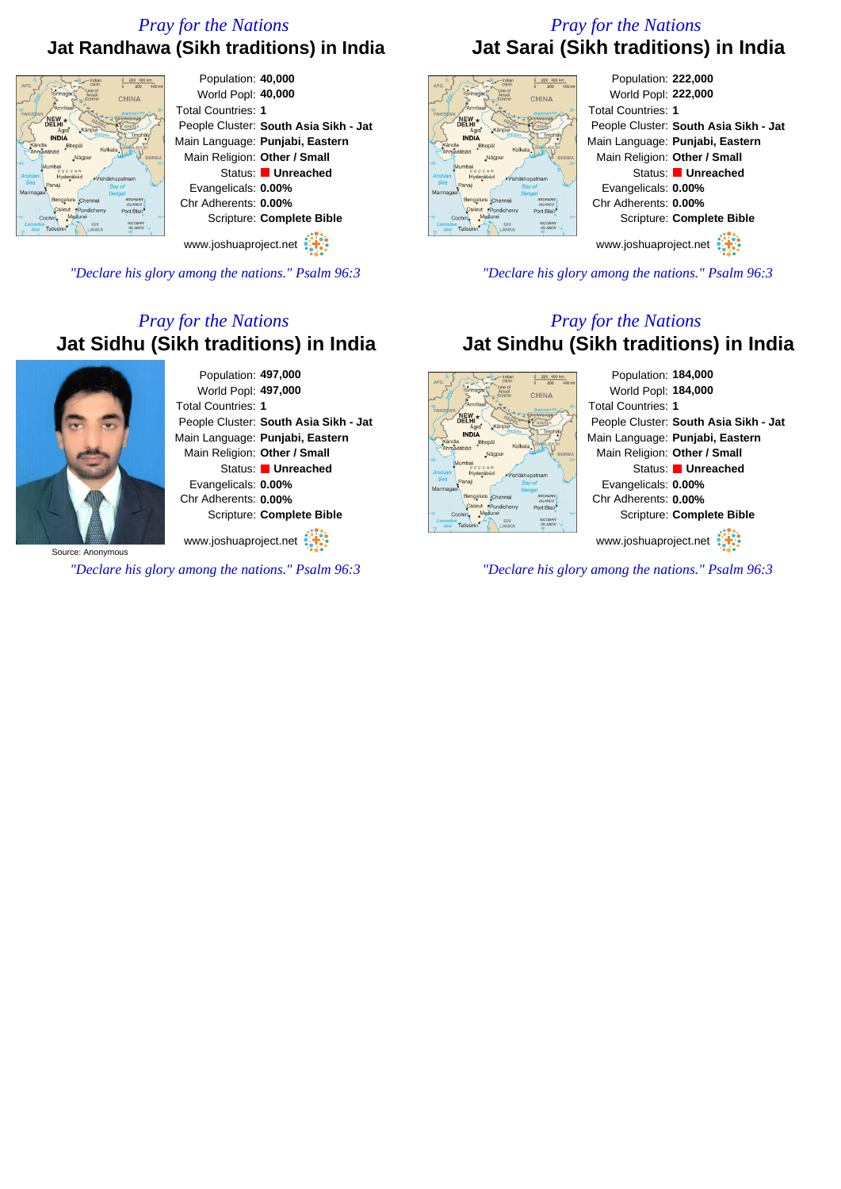*Pray for the Nations*

## Jat Randhawa (Sikh traditions) in India

Population: **40,000**
World Popl: **40,000**
Total Countries: **1**
People Cluster: **South Asia Sikh - Jat**
Main Language: **Punjabi, Eastern**
Main Religion: **Other / Small**
Status: **Unreached**
Evangelicals: **0.00%**
Chr Adherents: **0.00%**
Scripture: **Complete Bible**

www.joshuaproject.net

*"Declare his glory among the nations." Psalm 96:3*

*Pray for the Nations*

## Jat Sarai (Sikh traditions) in India

Population: **222,000**
World Popl: **222,000**
Total Countries: **1**
People Cluster: **South Asia Sikh - Jat**
Main Language: **Punjabi, Eastern**
Main Religion: **Other / Small**
Status: **Unreached**
Evangelicals: **0.00%**
Chr Adherents: **0.00%**
Scripture: **Complete Bible**

www.joshuaproject.net

*"Declare his glory among the nations." Psalm 96:3*

*Pray for the Nations*

## Jat Sidhu (Sikh traditions) in India

Source: Anonymous

Population: **497,000**
World Popl: **497,000**
Total Countries: **1**
People Cluster: **South Asia Sikh - Jat**
Main Language: **Punjabi, Eastern**
Main Religion: **Other / Small**
Status: **Unreached**
Evangelicals: **0.00%**
Chr Adherents: **0.00%**
Scripture: **Complete Bible**

www.joshuaproject.net

*"Declare his glory among the nations." Psalm 96:3*

*Pray for the Nations*

## Jat Sindhu (Sikh traditions) in India

Population: **184,000**
World Popl: **184,000**
Total Countries: **1**
People Cluster: **South Asia Sikh - Jat**
Main Language: **Punjabi, Eastern**
Main Religion: **Other / Small**
Status: **Unreached**
Evangelicals: **0.00%**
Chr Adherents: **0.00%**
Scripture: **Complete Bible**

www.joshuaproject.net

*"Declare his glory among the nations." Psalm 96:3*